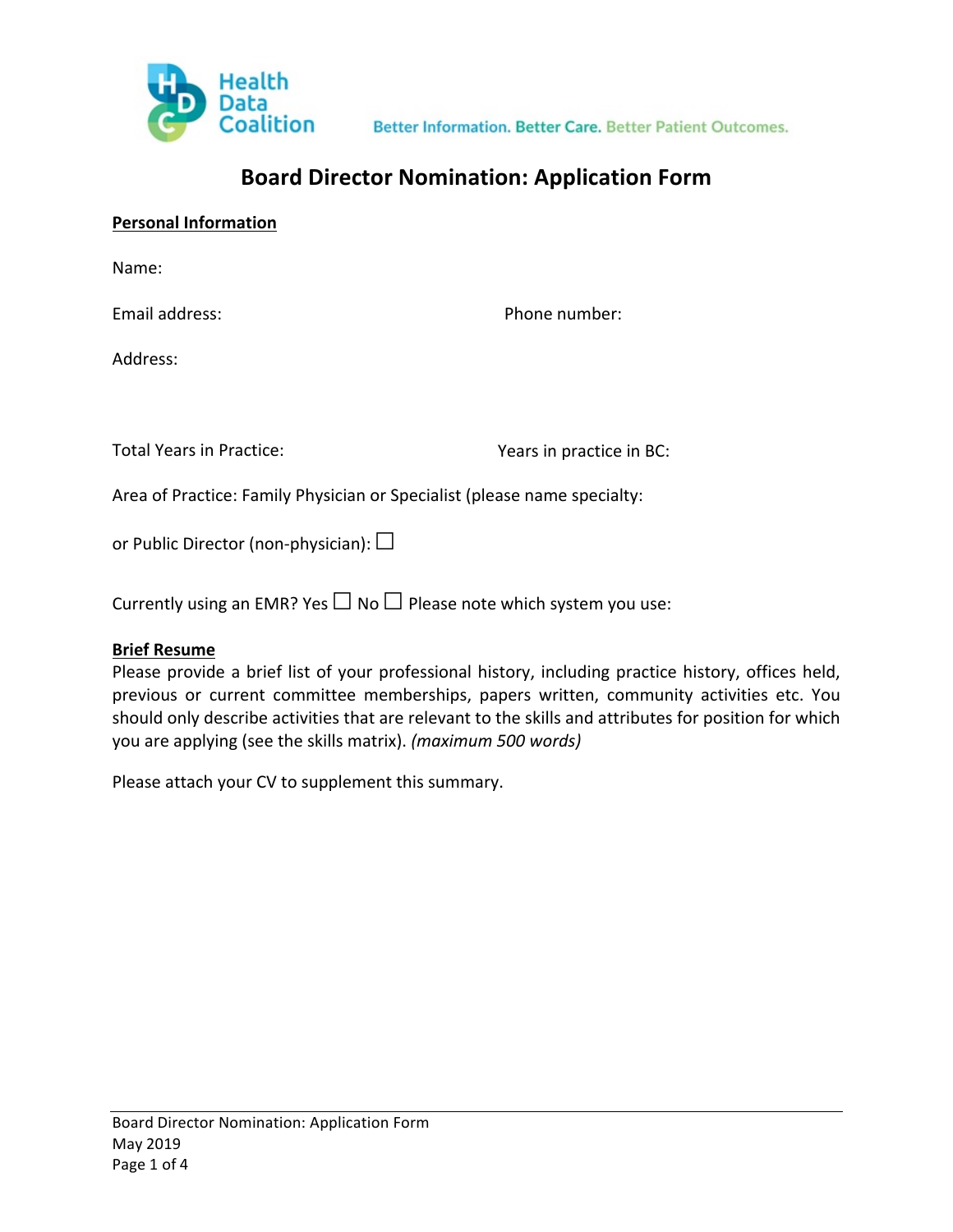Health Data Coalition

Better Information. Better Care. Better Patient Outcomes.

# Board Director Nomination: Application Form

## Personal Information

Name:

Email address: Phone number:

Address:

Total Years in Practice: Years in practice in BC:

Area of Practice: Family Physician or Specialist (please name specialty:

or Public Director (non-physician): ☐

Currently using an EMR? Yes ☐ No ☐ Please note which system you use:

## Brief Resume

Please provide a brief list of your professional history, including practice history, offices held, previous or current committee memberships, papers written, community activities etc. You should only describe activities that are relevant to the skills and attributes for position for which you are applying (see the skills matrix). *(maximum 500 words)*

Please attach your CV to supplement this summary.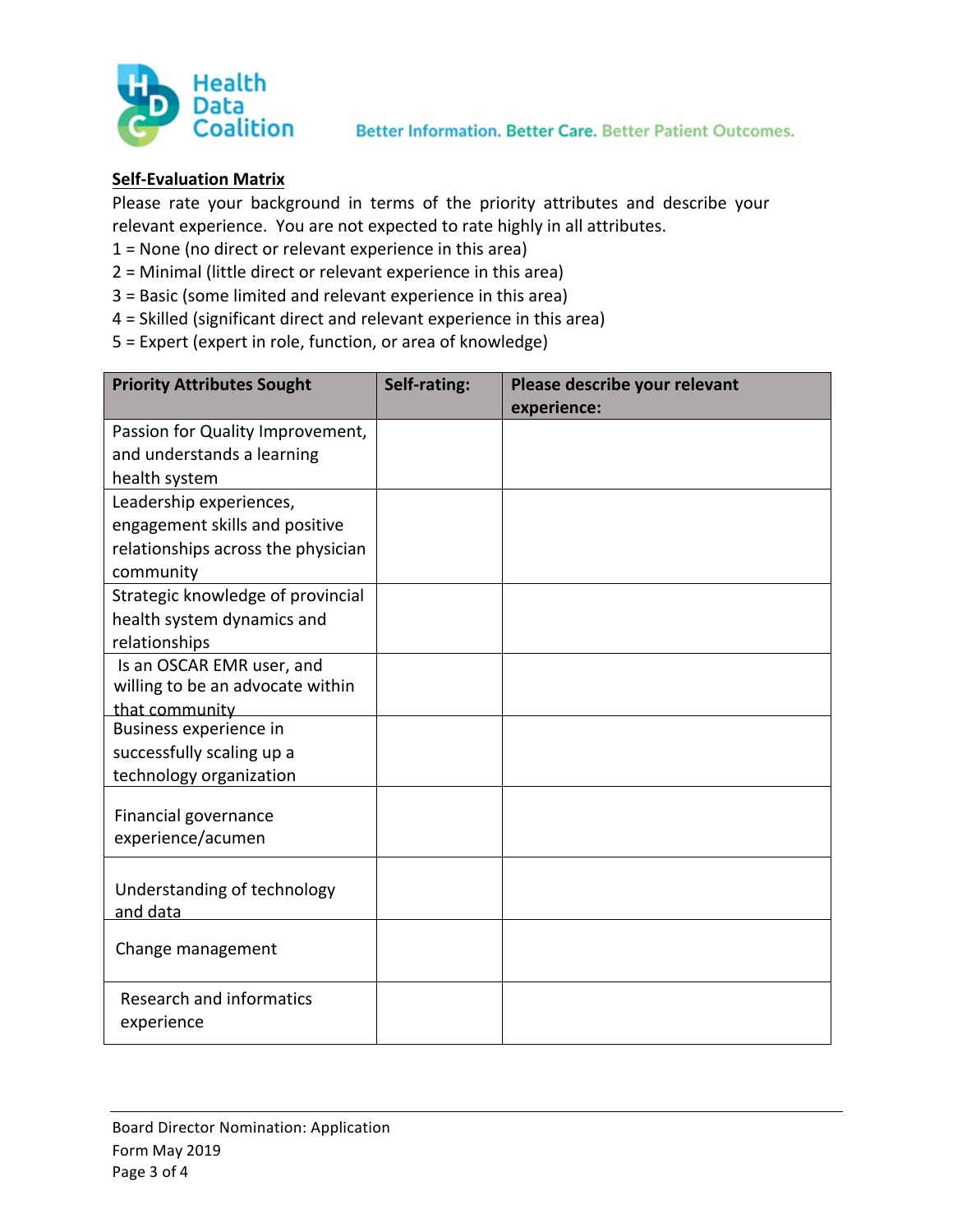Better Information. Better Care. Better Patient Outcomes.

**Self-Evaluation Matrix**

Please rate your background in terms of the priority attributes and describe your relevant experience. You are not expected to rate highly in all attributes.

1 = None (no direct or relevant experience in this area)
2 = Minimal (little direct or relevant experience in this area)
3 = Basic (some limited and relevant experience in this area)
4 = Skilled (significant direct and relevant experience in this area)
5 = Expert (expert in role, function, or area of knowledge)

| Priority Attributes Sought | Self-rating: | Please describe your relevant experience: |
|---|---|---|
| Passion for Quality Improvement, and understands a learning health system | | |
| Leadership experiences, engagement skills and positive relationships across the physician community | | |
| Strategic knowledge of provincial health system dynamics and relationships | | |
| Is an OSCAR EMR user, and willing to be an advocate within that community | | |
| Business experience in successfully scaling up a technology organization | | |
| Financial governance experience/acumen | | |
| Understanding of technology and data | | |
| Change management | | |
| Research and informatics experience | | |

Board Director Nomination: Application Form May 2019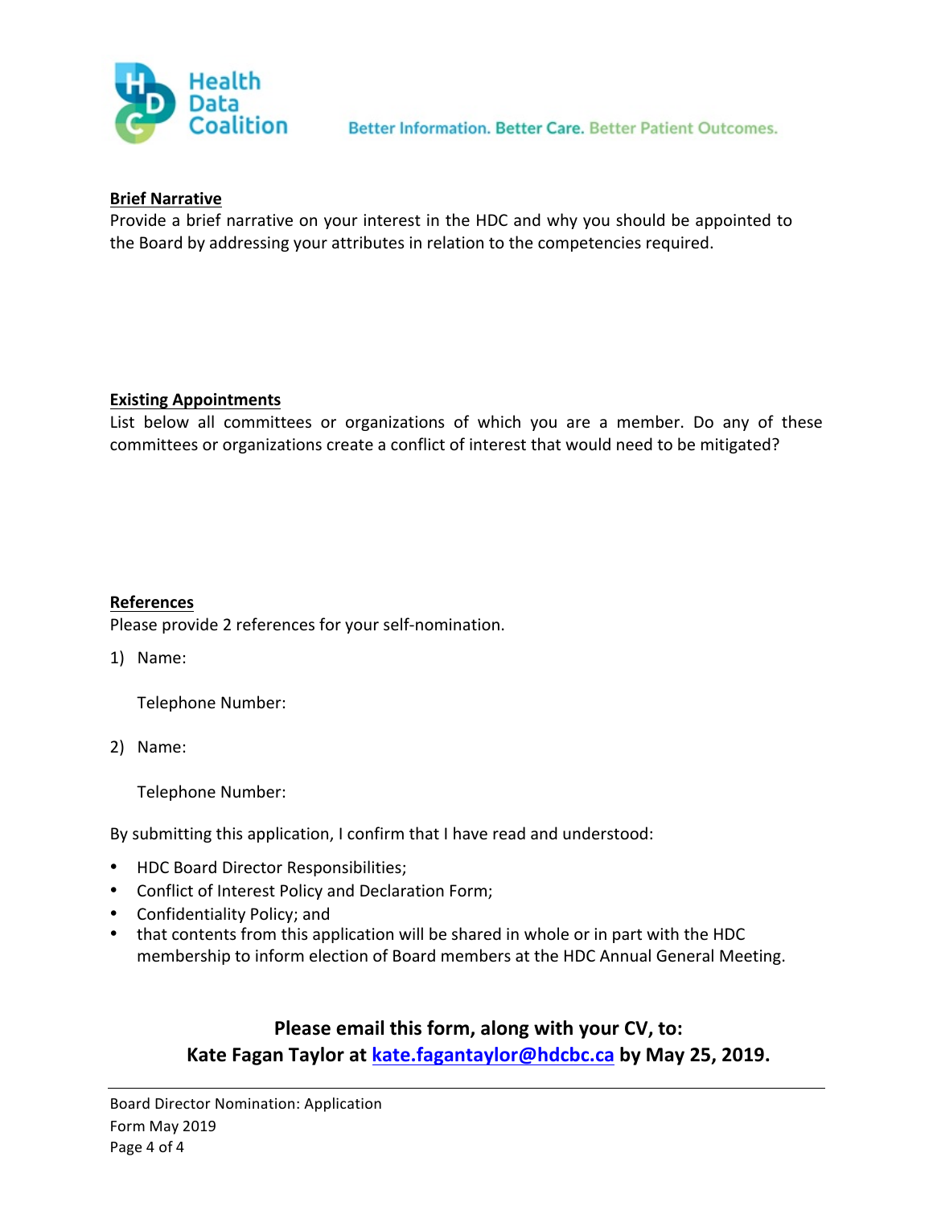Health Data Coalition

Better Information. Better Care. Better Patient Outcomes.

**Brief Narrative**

Provide a brief narrative on your interest in the HDC and why you should be appointed to the Board by addressing your attributes in relation to the competencies required.

**Existing Appointments**

List below all committees or organizations of which you are a member. Do any of these committees or organizations create a conflict of interest that would need to be mitigated?

**References**

Please provide 2 references for your self-nomination.

1) Name:

   Telephone Number:

2) Name:

   Telephone Number:

By submitting this application, I confirm that I have read and understood:

- HDC Board Director Responsibilities;
- Conflict of Interest Policy and Declaration Form;
- Confidentiality Policy; and
- that contents from this application will be shared in whole or in part with the HDC membership to inform election of Board members at the HDC Annual General Meeting.

**Please email this form, along with your CV, to:**
**Kate Fagan Taylor at kate.fagantaylor@hdcbc.ca by May 25, 2019.**

Board Director Nomination: Application Form May 2019